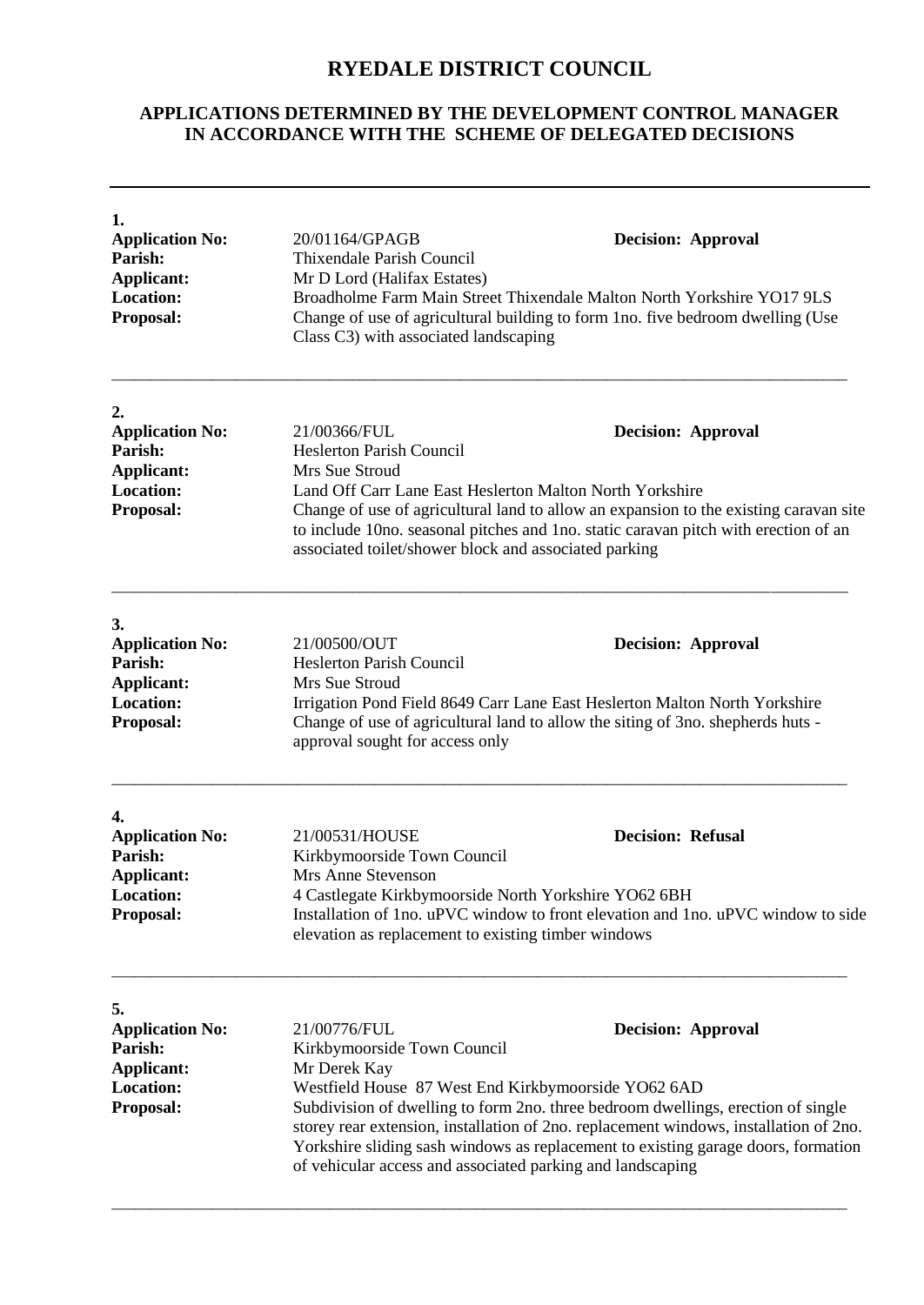# RYEDALE DISTRICT COUNCIL

## APPLICATIONS DETERMINED BY THE DEVELOPMENT CONTROL MANAGER IN ACCORDANCE WITH THE SCHEME OF DELEGATED DECISIONS

---

**1.**

**Application No:** 20/01164/GPAGB **Decision: Approval**
**Parish:** Thixendale Parish Council
**Applicant:** Mr D Lord (Halifax Estates)
**Location:** Broadholme Farm Main Street Thixendale Malton North Yorkshire YO17 9LS
**Proposal:** Change of use of agricultural building to form 1no. five bedroom dwelling (Use Class C3) with associated landscaping

---

**2.**

**Application No:** 21/00366/FUL **Decision: Approval**
**Parish:** Heslerton Parish Council
**Applicant:** Mrs Sue Stroud
**Location:** Land Off Carr Lane East Heslerton Malton North Yorkshire
**Proposal:** Change of use of agricultural land to allow an expansion to the existing caravan site to include 10no. seasonal pitches and 1no. static caravan pitch with erection of an associated toilet/shower block and associated parking

---

**3.**

**Application No:** 21/00500/OUT **Decision: Approval**
**Parish:** Heslerton Parish Council
**Applicant:** Mrs Sue Stroud
**Location:** Irrigation Pond Field 8649 Carr Lane East Heslerton Malton North Yorkshire
**Proposal:** Change of use of agricultural land to allow the siting of 3no. shepherds huts - approval sought for access only

---

**4.**

**Application No:** 21/00531/HOUSE **Decision: Refusal**
**Parish:** Kirkbymoorside Town Council
**Applicant:** Mrs Anne Stevenson
**Location:** 4 Castlegate Kirkbymoorside North Yorkshire YO62 6BH
**Proposal:** Installation of 1no. uPVC window to front elevation and 1no. uPVC window to side elevation as replacement to existing timber windows

---

**5.**

**Application No:** 21/00776/FUL **Decision: Approval**
**Parish:** Kirkbymoorside Town Council
**Applicant:** Mr Derek Kay
**Location:** Westfield House 87 West End Kirkbymoorside YO62 6AD
**Proposal:** Subdivision of dwelling to form 2no. three bedroom dwellings, erection of single storey rear extension, installation of 2no. replacement windows, installation of 2no. Yorkshire sliding sash windows as replacement to existing garage doors, formation of vehicular access and associated parking and landscaping

---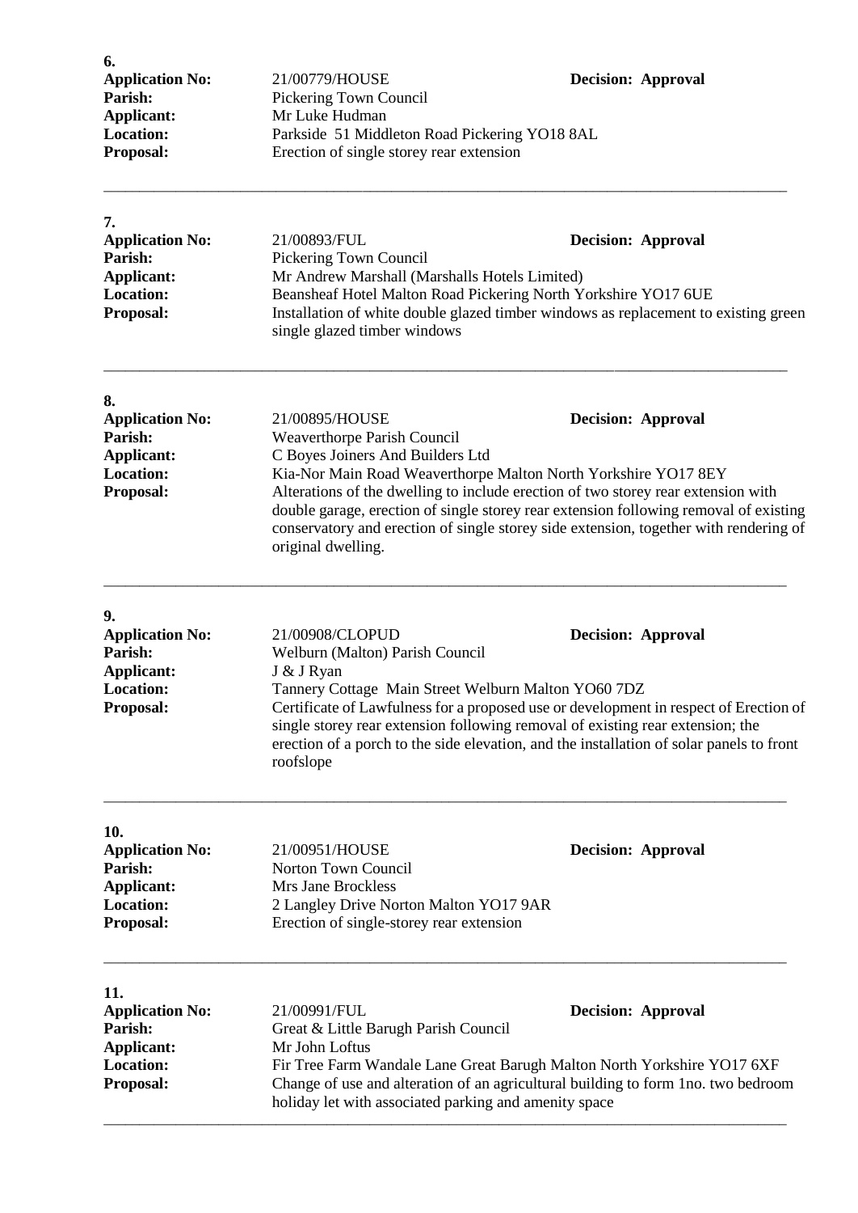**6.**

**Application No:** 21/00779/HOUSE **Decision: Approval**
**Parish:** Pickering Town Council
**Applicant:** Mr Luke Hudman
**Location:** Parkside 51 Middleton Road Pickering YO18 8AL
**Proposal:** Erection of single storey rear extension

---

**7.**

**Application No:** 21/00893/FUL **Decision: Approval**
**Parish:** Pickering Town Council
**Applicant:** Mr Andrew Marshall (Marshalls Hotels Limited)
**Location:** Beansheaf Hotel Malton Road Pickering North Yorkshire YO17 6UE
**Proposal:** Installation of white double glazed timber windows as replacement to existing green single glazed timber windows

---

**8.**

**Application No:** 21/00895/HOUSE **Decision: Approval**
**Parish:** Weaverthorpe Parish Council
**Applicant:** C Boyes Joiners And Builders Ltd
**Location:** Kia-Nor Main Road Weaverthorpe Malton North Yorkshire YO17 8EY
**Proposal:** Alterations of the dwelling to include erection of two storey rear extension with double garage, erection of single storey rear extension following removal of existing conservatory and erection of single storey side extension, together with rendering of original dwelling.

---

**9.**

**Application No:** 21/00908/CLOPUD **Decision: Approval**
**Parish:** Welburn (Malton) Parish Council
**Applicant:** J & J Ryan
**Location:** Tannery Cottage Main Street Welburn Malton YO60 7DZ
**Proposal:** Certificate of Lawfulness for a proposed use or development in respect of Erection of single storey rear extension following removal of existing rear extension; the erection of a porch to the side elevation, and the installation of solar panels to front roofslope

---

**10.**

**Application No:** 21/00951/HOUSE **Decision: Approval**
**Parish:** Norton Town Council
**Applicant:** Mrs Jane Brockless
**Location:** 2 Langley Drive Norton Malton YO17 9AR
**Proposal:** Erection of single-storey rear extension

---

**11.**

**Application No:** 21/00991/FUL **Decision: Approval**
**Parish:** Great & Little Barugh Parish Council
**Applicant:** Mr John Loftus
**Location:** Fir Tree Farm Wandale Lane Great Barugh Malton North Yorkshire YO17 6XF
**Proposal:** Change of use and alteration of an agricultural building to form 1no. two bedroom holiday let with associated parking and amenity space

---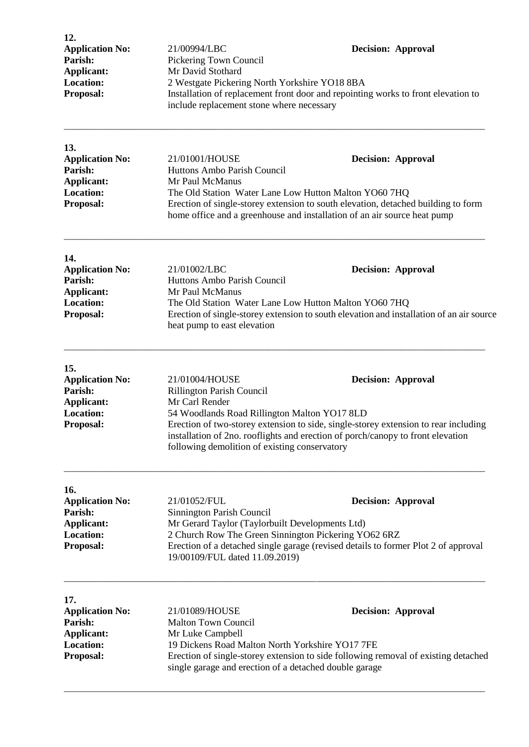**12.**

**Application No:** 21/00994/LBC **Decision: Approval**
**Parish:** Pickering Town Council
**Applicant:** Mr David Stothard
**Location:** 2 Westgate Pickering North Yorkshire YO18 8BA
**Proposal:** Installation of replacement front door and repointing works to front elevation to include replacement stone where necessary

---

**13.**

**Application No:** 21/01001/HOUSE **Decision: Approval**
**Parish:** Huttons Ambo Parish Council
**Applicant:** Mr Paul McManus
**Location:** The Old Station Water Lane Low Hutton Malton YO60 7HQ
**Proposal:** Erection of single-storey extension to south elevation, detached building to form home office and a greenhouse and installation of an air source heat pump

---

**14.**

**Application No:** 21/01002/LBC **Decision: Approval**
**Parish:** Huttons Ambo Parish Council
**Applicant:** Mr Paul McManus
**Location:** The Old Station Water Lane Low Hutton Malton YO60 7HQ
**Proposal:** Erection of single-storey extension to south elevation and installation of an air source heat pump to east elevation

---

**15.**

**Application No:** 21/01004/HOUSE **Decision: Approval**
**Parish:** Rillington Parish Council
**Applicant:** Mr Carl Render
**Location:** 54 Woodlands Road Rillington Malton YO17 8LD
**Proposal:** Erection of two-storey extension to side, single-storey extension to rear including installation of 2no. rooflights and erection of porch/canopy to front elevation following demolition of existing conservatory

---

**16.**

**Application No:** 21/01052/FUL **Decision: Approval**
**Parish:** Sinnington Parish Council
**Applicant:** Mr Gerard Taylor (Taylorbuilt Developments Ltd)
**Location:** 2 Church Row The Green Sinnington Pickering YO62 6RZ
**Proposal:** Erection of a detached single garage (revised details to former Plot 2 of approval 19/00109/FUL dated 11.09.2019)

---

**17.**

**Application No:** 21/01089/HOUSE **Decision: Approval**
**Parish:** Malton Town Council
**Applicant:** Mr Luke Campbell
**Location:** 19 Dickens Road Malton North Yorkshire YO17 7FE
**Proposal:** Erection of single-storey extension to side following removal of existing detached single garage and erection of a detached double garage

---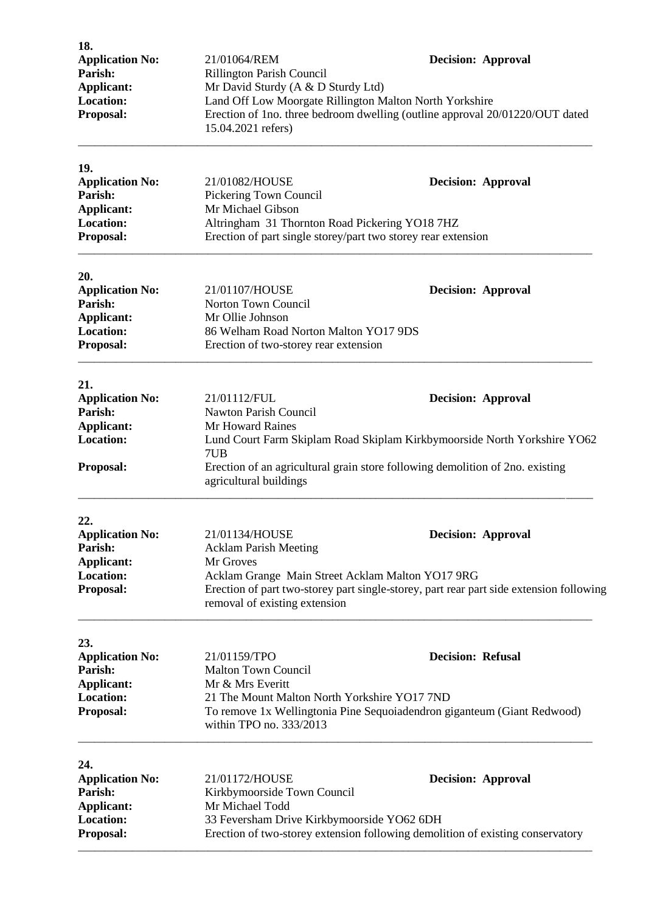**18.**

**Application No:** 21/01064/REM **Decision: Approval**
**Parish:** Rillington Parish Council
**Applicant:** Mr David Sturdy (A & D Sturdy Ltd)
**Location:** Land Off Low Moorgate Rillington Malton North Yorkshire
**Proposal:** Erection of 1no. three bedroom dwelling (outline approval 20/01220/OUT dated 15.04.2021 refers)

---

**19.**

**Application No:** 21/01082/HOUSE **Decision: Approval**
**Parish:** Pickering Town Council
**Applicant:** Mr Michael Gibson
**Location:** Altringham 31 Thornton Road Pickering YO18 7HZ
**Proposal:** Erection of part single storey/part two storey rear extension

---

**20.**

**Application No:** 21/01107/HOUSE **Decision: Approval**
**Parish:** Norton Town Council
**Applicant:** Mr Ollie Johnson
**Location:** 86 Welham Road Norton Malton YO17 9DS
**Proposal:** Erection of two-storey rear extension

---

**21.**

**Application No:** 21/01112/FUL **Decision: Approval**
**Parish:** Nawton Parish Council
**Applicant:** Mr Howard Raines
**Location:** Lund Court Farm Skiplam Road Skiplam Kirkbymoorside North Yorkshire YO62 7UB
**Proposal:** Erection of an agricultural grain store following demolition of 2no. existing agricultural buildings

---

**22.**

**Application No:** 21/01134/HOUSE **Decision: Approval**
**Parish:** Acklam Parish Meeting
**Applicant:** Mr Groves
**Location:** Acklam Grange Main Street Acklam Malton YO17 9RG
**Proposal:** Erection of part two-storey part single-storey, part rear part side extension following removal of existing extension

---

**23.**

**Application No:** 21/01159/TPO **Decision: Refusal**
**Parish:** Malton Town Council
**Applicant:** Mr & Mrs Everitt
**Location:** 21 The Mount Malton North Yorkshire YO17 7ND
**Proposal:** To remove 1x Wellingtonia Pine Sequoiadendron giganteum (Giant Redwood) within TPO no. 333/2013

---

**24.**

**Application No:** 21/01172/HOUSE **Decision: Approval**
**Parish:** Kirkbymoorside Town Council
**Applicant:** Mr Michael Todd
**Location:** 33 Feversham Drive Kirkbymoorside YO62 6DH
**Proposal:** Erection of two-storey extension following demolition of existing conservatory

---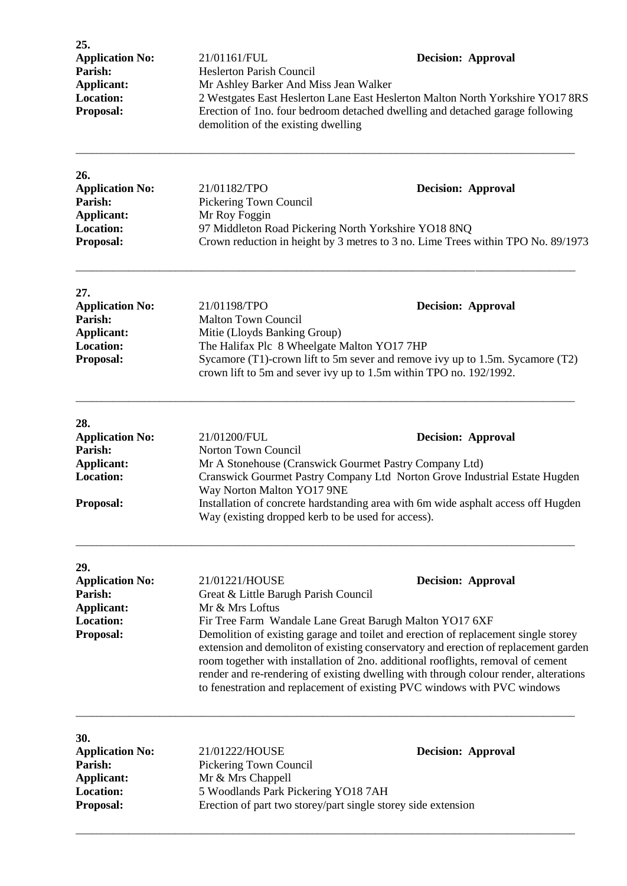**25.**

**Application No:** 21/01161/FUL **Decision: Approval**
**Parish:** Heslerton Parish Council
**Applicant:** Mr Ashley Barker And Miss Jean Walker
**Location:** 2 Westgates East Heslerton Lane East Heslerton Malton North Yorkshire YO17 8RS
**Proposal:** Erection of 1no. four bedroom detached dwelling and detached garage following demolition of the existing dwelling

---

**26.**

**Application No:** 21/01182/TPO **Decision: Approval**
**Parish:** Pickering Town Council
**Applicant:** Mr Roy Foggin
**Location:** 97 Middleton Road Pickering North Yorkshire YO18 8NQ
**Proposal:** Crown reduction in height by 3 metres to 3 no. Lime Trees within TPO No. 89/1973

---

**27.**

**Application No:** 21/01198/TPO **Decision: Approval**
**Parish:** Malton Town Council
**Applicant:** Mitie (Lloyds Banking Group)
**Location:** The Halifax Plc 8 Wheelgate Malton YO17 7HP
**Proposal:** Sycamore (T1)-crown lift to 5m sever and remove ivy up to 1.5m. Sycamore (T2) crown lift to 5m and sever ivy up to 1.5m within TPO no. 192/1992.

---

**28.**

**Application No:** 21/01200/FUL **Decision: Approval**
**Parish:** Norton Town Council
**Applicant:** Mr A Stonehouse (Cranswick Gourmet Pastry Company Ltd)
**Location:** Cranswick Gourmet Pastry Company Ltd Norton Grove Industrial Estate Hugden Way Norton Malton YO17 9NE
**Proposal:** Installation of concrete hardstanding area with 6m wide asphalt access off Hugden Way (existing dropped kerb to be used for access).

---

**29.**

**Application No:** 21/01221/HOUSE **Decision: Approval**
**Parish:** Great & Little Barugh Parish Council
**Applicant:** Mr & Mrs Loftus
**Location:** Fir Tree Farm Wandale Lane Great Barugh Malton YO17 6XF
**Proposal:** Demolition of existing garage and toilet and erection of replacement single storey extension and demoliton of existing conservatory and erection of replacement garden room together with installation of 2no. additional rooflights, removal of cement render and re-rendering of existing dwelling with through colour render, alterations to fenestration and replacement of existing PVC windows with PVC windows

---

**30.**

**Application No:** 21/01222/HOUSE **Decision: Approval**
**Parish:** Pickering Town Council
**Applicant:** Mr & Mrs Chappell
**Location:** 5 Woodlands Park Pickering YO18 7AH
**Proposal:** Erection of part two storey/part single storey side extension

---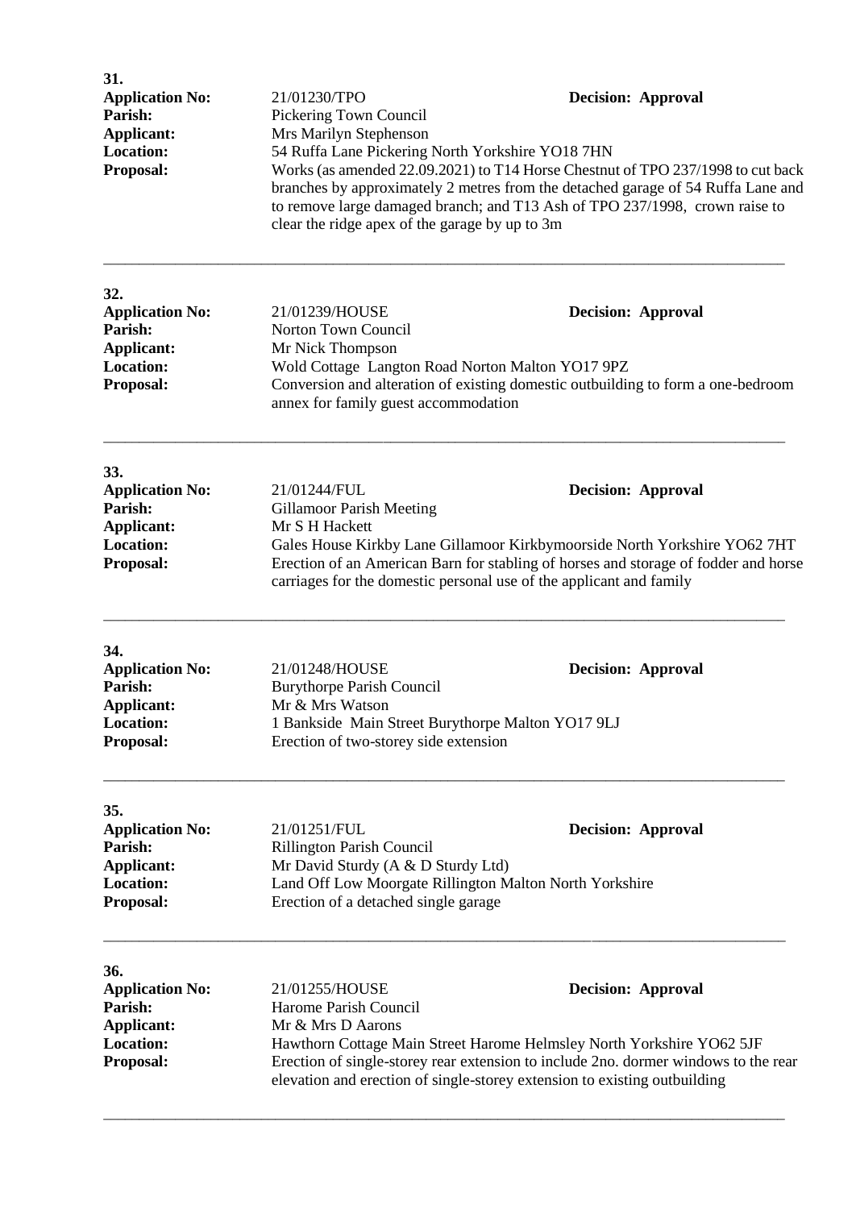**31.**

**Application No:** 21/01230/TPO **Decision: Approval**
**Parish:** Pickering Town Council
**Applicant:** Mrs Marilyn Stephenson
**Location:** 54 Ruffa Lane Pickering North Yorkshire YO18 7HN
**Proposal:** Works (as amended 22.09.2021) to T14 Horse Chestnut of TPO 237/1998 to cut back branches by approximately 2 metres from the detached garage of 54 Ruffa Lane and to remove large damaged branch; and T13 Ash of TPO 237/1998, crown raise to clear the ridge apex of the garage by up to 3m

---

**32.**

**Application No:** 21/01239/HOUSE **Decision: Approval**
**Parish:** Norton Town Council
**Applicant:** Mr Nick Thompson
**Location:** Wold Cottage Langton Road Norton Malton YO17 9PZ
**Proposal:** Conversion and alteration of existing domestic outbuilding to form a one-bedroom annex for family guest accommodation

---

**33.**

**Application No:** 21/01244/FUL **Decision: Approval**
**Parish:** Gillamoor Parish Meeting
**Applicant:** Mr S H Hackett
**Location:** Gales House Kirkby Lane Gillamoor Kirkbymoorside North Yorkshire YO62 7HT
**Proposal:** Erection of an American Barn for stabling of horses and storage of fodder and horse carriages for the domestic personal use of the applicant and family

---

**34.**

**Application No:** 21/01248/HOUSE **Decision: Approval**
**Parish:** Burythorpe Parish Council
**Applicant:** Mr & Mrs Watson
**Location:** 1 Bankside Main Street Burythorpe Malton YO17 9LJ
**Proposal:** Erection of two-storey side extension

---

**35.**

**Application No:** 21/01251/FUL **Decision: Approval**
**Parish:** Rillington Parish Council
**Applicant:** Mr David Sturdy (A & D Sturdy Ltd)
**Location:** Land Off Low Moorgate Rillington Malton North Yorkshire
**Proposal:** Erection of a detached single garage

---

**36.**

**Application No:** 21/01255/HOUSE **Decision: Approval**
**Parish:** Harome Parish Council
**Applicant:** Mr & Mrs D Aarons
**Location:** Hawthorn Cottage Main Street Harome Helmsley North Yorkshire YO62 5JF
**Proposal:** Erection of single-storey rear extension to include 2no. dormer windows to the rear elevation and erection of single-storey extension to existing outbuilding

---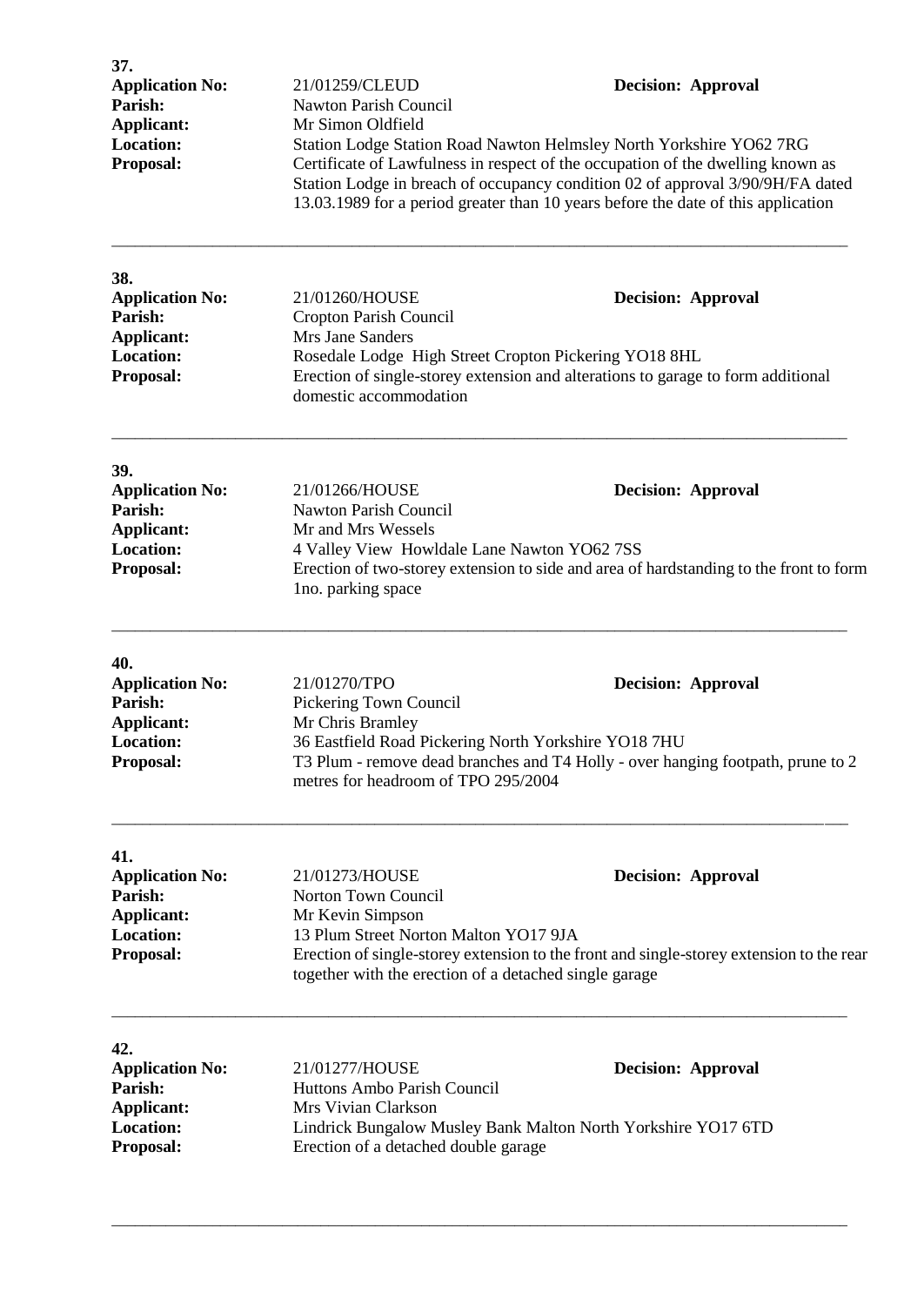**37.**

**Application No:** 21/01259/CLEUD **Decision: Approval**
**Parish:** Nawton Parish Council
**Applicant:** Mr Simon Oldfield
**Location:** Station Lodge Station Road Nawton Helmsley North Yorkshire YO62 7RG
**Proposal:** Certificate of Lawfulness in respect of the occupation of the dwelling known as Station Lodge in breach of occupancy condition 02 of approval 3/90/9H/FA dated 13.03.1989 for a period greater than 10 years before the date of this application

---

**38.**

**Application No:** 21/01260/HOUSE **Decision: Approval**
**Parish:** Cropton Parish Council
**Applicant:** Mrs Jane Sanders
**Location:** Rosedale Lodge High Street Cropton Pickering YO18 8HL
**Proposal:** Erection of single-storey extension and alterations to garage to form additional domestic accommodation

---

**39.**

**Application No:** 21/01266/HOUSE **Decision: Approval**
**Parish:** Nawton Parish Council
**Applicant:** Mr and Mrs Wessels
**Location:** 4 Valley View Howldale Lane Nawton YO62 7SS
**Proposal:** Erection of two-storey extension to side and area of hardstanding to the front to form 1no. parking space

---

**40.**

**Application No:** 21/01270/TPO **Decision: Approval**
**Parish:** Pickering Town Council
**Applicant:** Mr Chris Bramley
**Location:** 36 Eastfield Road Pickering North Yorkshire YO18 7HU
**Proposal:** T3 Plum - remove dead branches and T4 Holly - over hanging footpath, prune to 2 metres for headroom of TPO 295/2004

---

**41.**

**Application No:** 21/01273/HOUSE **Decision: Approval**
**Parish:** Norton Town Council
**Applicant:** Mr Kevin Simpson
**Location:** 13 Plum Street Norton Malton YO17 9JA
**Proposal:** Erection of single-storey extension to the front and single-storey extension to the rear together with the erection of a detached single garage

---

**42.**

**Application No:** 21/01277/HOUSE **Decision: Approval**
**Parish:** Huttons Ambo Parish Council
**Applicant:** Mrs Vivian Clarkson
**Location:** Lindrick Bungalow Musley Bank Malton North Yorkshire YO17 6TD
**Proposal:** Erection of a detached double garage

---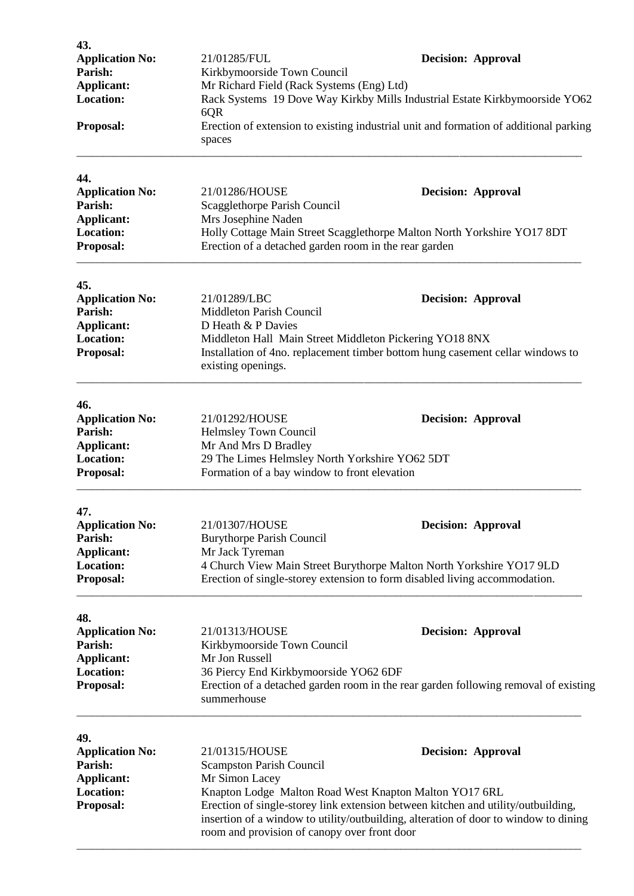**43.**

**Application No:** 21/01285/FUL **Decision: Approval**
**Parish:** Kirkbymoorside Town Council
**Applicant:** Mr Richard Field (Rack Systems (Eng) Ltd)
**Location:** Rack Systems 19 Dove Way Kirkby Mills Industrial Estate Kirkbymoorside YO62 6QR
**Proposal:** Erection of extension to existing industrial unit and formation of additional parking spaces

---

**44.**

**Application No:** 21/01286/HOUSE **Decision: Approval**
**Parish:** Scagglethorpe Parish Council
**Applicant:** Mrs Josephine Naden
**Location:** Holly Cottage Main Street Scagglethorpe Malton North Yorkshire YO17 8DT
**Proposal:** Erection of a detached garden room in the rear garden

---

**45.**

**Application No:** 21/01289/LBC **Decision: Approval**
**Parish:** Middleton Parish Council
**Applicant:** D Heath & P Davies
**Location:** Middleton Hall Main Street Middleton Pickering YO18 8NX
**Proposal:** Installation of 4no. replacement timber bottom hung casement cellar windows to existing openings.

---

**46.**

**Application No:** 21/01292/HOUSE **Decision: Approval**
**Parish:** Helmsley Town Council
**Applicant:** Mr And Mrs D Bradley
**Location:** 29 The Limes Helmsley North Yorkshire YO62 5DT
**Proposal:** Formation of a bay window to front elevation

---

**47.**

**Application No:** 21/01307/HOUSE **Decision: Approval**
**Parish:** Burythorpe Parish Council
**Applicant:** Mr Jack Tyreman
**Location:** 4 Church View Main Street Burythorpe Malton North Yorkshire YO17 9LD
**Proposal:** Erection of single-storey extension to form disabled living accommodation.

---

**48.**

**Application No:** 21/01313/HOUSE **Decision: Approval**
**Parish:** Kirkbymoorside Town Council
**Applicant:** Mr Jon Russell
**Location:** 36 Piercy End Kirkbymoorside YO62 6DF
**Proposal:** Erection of a detached garden room in the rear garden following removal of existing summerhouse

---

**49.**

**Application No:** 21/01315/HOUSE **Decision: Approval**
**Parish:** Scampston Parish Council
**Applicant:** Mr Simon Lacey
**Location:** Knapton Lodge Malton Road West Knapton Malton YO17 6RL
**Proposal:** Erection of single-storey link extension between kitchen and utility/outbuilding, insertion of a window to utility/outbuilding, alteration of door to window to dining room and provision of canopy over front door

---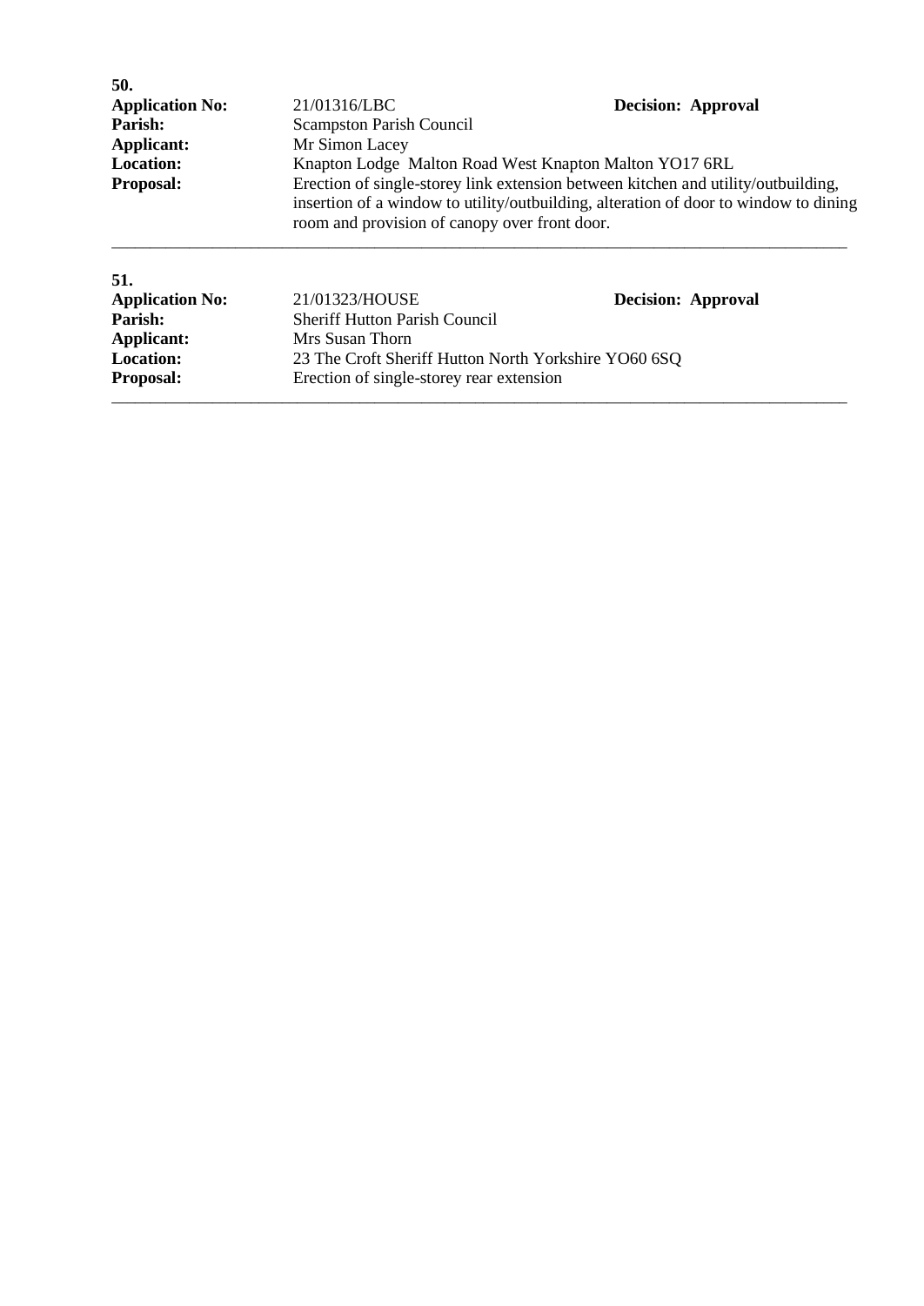**50.**

**Application No:** 21/01316/LBC **Decision: Approval**
**Parish:** Scampston Parish Council
**Applicant:** Mr Simon Lacey
**Location:** Knapton Lodge Malton Road West Knapton Malton YO17 6RL
**Proposal:** Erection of single-storey link extension between kitchen and utility/outbuilding, insertion of a window to utility/outbuilding, alteration of door to window to dining room and provision of canopy over front door.

---

**51.**

**Application No:** 21/01323/HOUSE **Decision: Approval**
**Parish:** Sheriff Hutton Parish Council
**Applicant:** Mrs Susan Thorn
**Location:** 23 The Croft Sheriff Hutton North Yorkshire YO60 6SQ
**Proposal:** Erection of single-storey rear extension

---